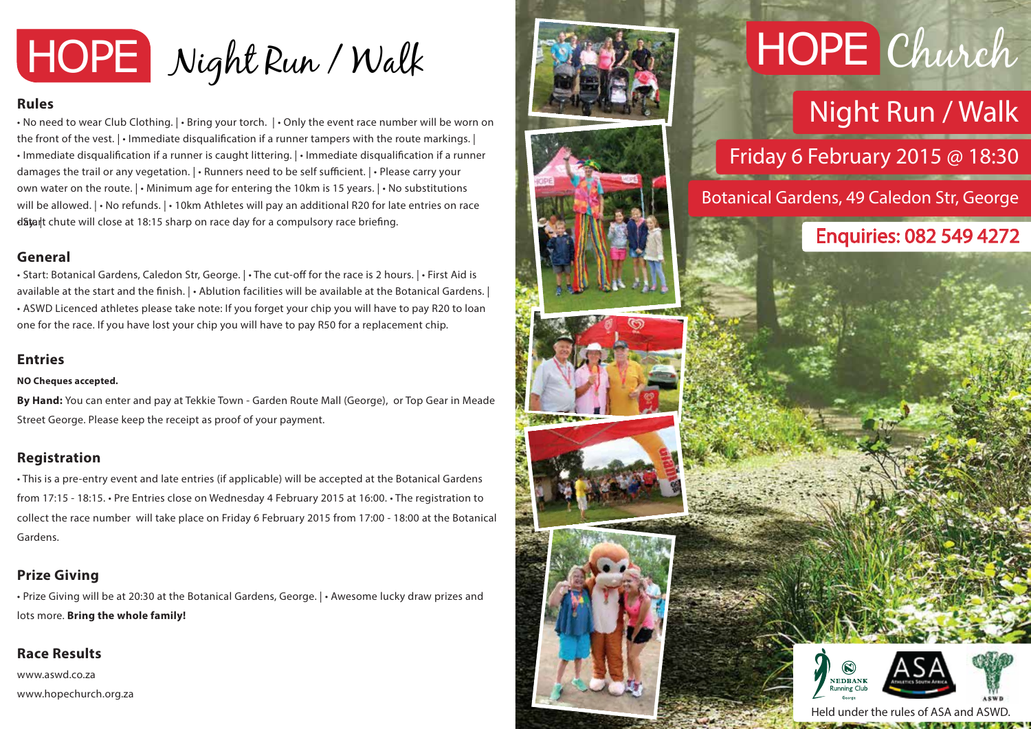# HOPE Night Run / Walk

## Rules

• No need to wear Club Clothing. | • Bring your torch. | • Only the event race number will be worn on the front of the vest. | • Immediate disqualification if a runner tampers with the route markings. | • Immediate disqualification if a runner is caught littering. | • Immediate disqualification if a runner damages the trail or any vegetation. | • Runners need to be self sufficient. | • Please carry your own water on the route. | • Minimum age for entering the 10km is 15 years. | • No substitutions will be allowed. | • No refunds. | • 10km Athletes will pay an additional R20 for late entries on race day. | Start chute will close at 18:15 sharp on race day for a compulsory race briefing.

## General

• Start: Botanical Gardens, Caledon Str, George. | • The cut-off for the race is 2 hours. | • First Aid is available at the start and the finish. | • Ablution facilities will be available at the Botanical Gardens. | • ASWD Licenced athletes please take note: If you forget your chip you will have to pay R20 to loan one for the race. If you have lost your chip you will have to pay R50 for a replacement chip.

## Entries

**NO Cheques accepted.**

**By Hand:** You can enter and pay at Tekkie Town - Garden Route Mall (George), or Top Gear in Meade Street George. Please keep the receipt as proof of your payment.

## Registration

• This is a pre-entry event and late entries (if applicable) will be accepted at the Botanical Gardens from 17:15 - 18:15. • Pre Entries close on Wednesday 4 February 2015 at 16:00. • The registration to collect the race number will take place on Friday 6 February 2015 from 17:00 - 18:00 at the Botanical Gardens.

## Prize Giving

• Prize Giving will be at 20:30 at the Botanical Gardens, George. | • Awesome lucky draw prizes and lots more. **Bring the whole family!**

## Race Results

www.aswd.co.za

www.hopechurch.org.za

# HOPE Church

## Night Run / Walk

Friday 6 February 2015 @ 18:30

Botanical Gardens, 49 Caledon Str, George

**Enquiries: 082 549 4272**

Held under the rules of ASA and ASWD.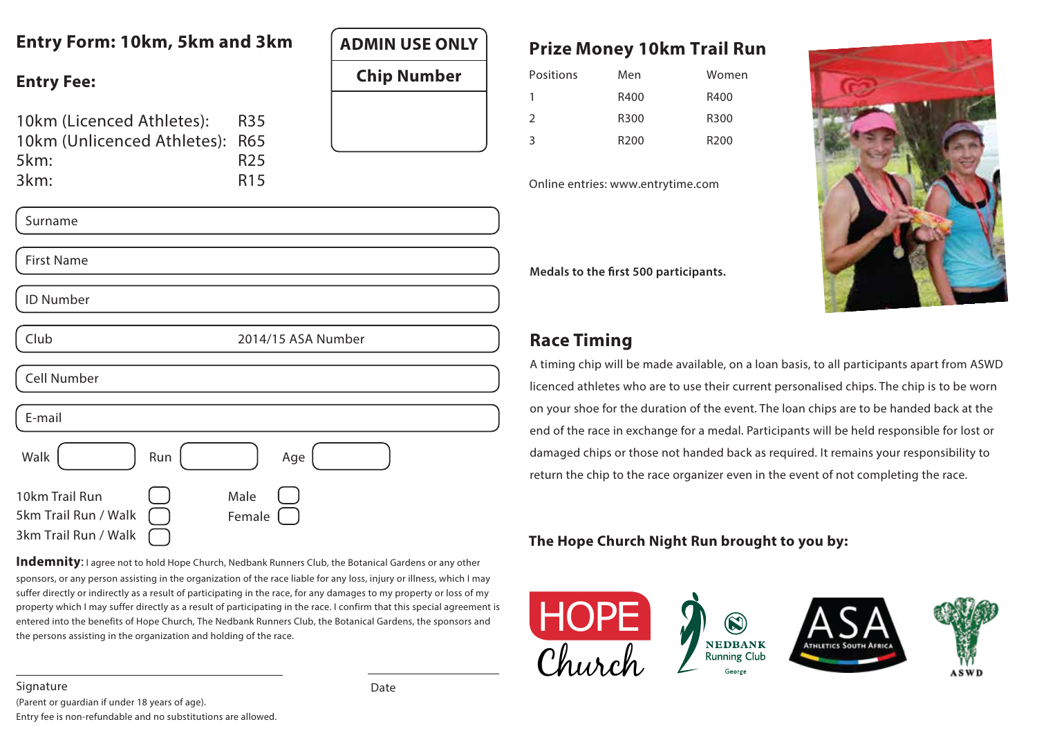# Entry Form: 10km, 5km and 3km

## Entry Fee:

| | |
|---|---|
| 10km (Licenced Athletes): | R35 |
| 10km (Unlicenced Athletes): | R65 |
| 5km: | R25 |
| 3km: | R15 |

**ADMIN USE ONLY**

**Chip Number**

Surname

First Name

ID Number

Club　　　　2014/15 ASA Number

Cell Number

E-mail

Walk　　Run　　Age

10km Trail Run
5km Trail Run / Walk
3km Trail Run / Walk

Male
Female

**Indemnity**: I agree not to hold Hope Church, Nedbank Runners Club, the Botanical Gardens or any other sponsors, or any person assisting in the organization of the race liable for any loss, injury or illness, which I may suffer directly or indirectly as a result of participating in the race, for any damages to my property or loss of my property which I may suffer directly as a result of participating in the race. I confirm that this special agreement is entered into the benefits of Hope Church, The Nedbank Runners Club, the Botanical Gardens, the sponsors and the persons assisting in the organization and holding of the race.

Signature　　　　Date

(Parent or guardian if under 18 years of age).

Entry fee is non-refundable and no substitutions are allowed.

## Prize Money 10km Trail Run

| Positions | Men | Women |
|---|---|---|
| 1 | R400 | R400 |
| 2 | R300 | R300 |
| 3 | R200 | R200 |

Online entries: www.entrytime.com

**Medals to the first 500 participants.**

## Race Timing

A timing chip will be made available, on a loan basis, to all participants apart from ASWD licenced athletes who are to use their current personalised chips. The chip is to be worn on your shoe for the duration of the event. The loan chips are to be handed back at the end of the race in exchange for a medal. Participants will be held responsible for lost or damaged chips or those not handed back as required. It remains your responsibility to return the chip to the race organizer even in the event of not completing the race.

**The Hope Church Night Run brought to you by:**

HOPE Church

NEDBANK Running Club George

ASA Athletics South Africa

ASWD